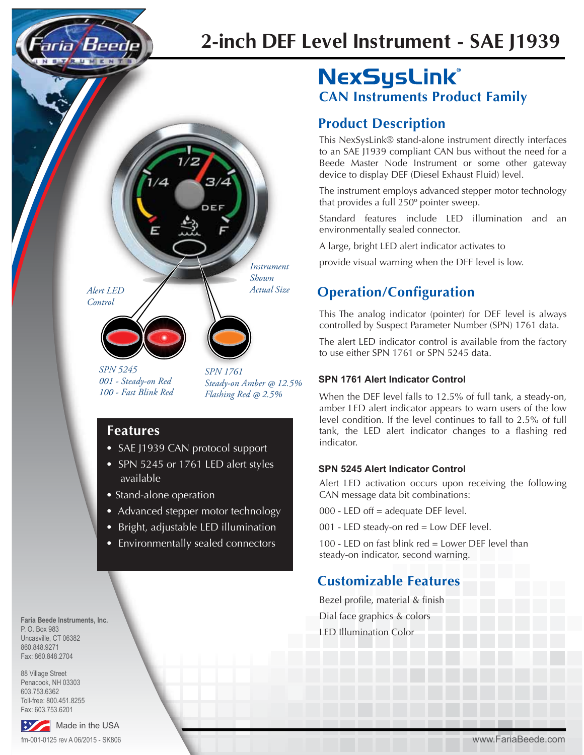# 2-inch DEF Level Instrument - SAE J1939

*Alert LED Control*

*Instrument Shown Actual Size*

*SPN 5245*
*001 - Steady-on Red*
*100 - Fast Blink Red*

*SPN 1761*
*Steady-on Amber @ 12.5%*
*Flashing Red @ 2.5%*

## Features

- SAE J1939 CAN protocol support
- SPN 5245 or 1761 LED alert styles available
- Stand-alone operation
- Advanced stepper motor technology
- Bright, adjustable LED illumination
- Environmentally sealed connectors

**Faria Beede Instruments, Inc.**
P. O. Box 983
Uncasville, CT 06382
860.848.9271
Fax: 860.848.2704

88 Village Street
Penacook, NH 03303
603.753.6362
Toll-free: 800.451.8255
Fax: 603.753.6201

Made in the USA

fm-001-0125 rev A 06/2015 - SK806

## NexSysLink®
## CAN Instruments Product Family

## Product Description

This NexSysLink® stand-alone instrument directly interfaces to an SAE J1939 compliant CAN bus without the need for a Beede Master Node Instrument or some other gateway device to display DEF (Diesel Exhaust Fluid) level.

The instrument employs advanced stepper motor technology that provides a full 250º pointer sweep.

Standard features include LED illumination and an environmentally sealed connector.

A large, bright LED alert indicator activates to

provide visual warning when the DEF level is low.

## Operation/Configuration

This The analog indicator (pointer) for DEF level is always controlled by Suspect Parameter Number (SPN) 1761 data.

The alert LED indicator control is available from the factory to use either SPN 1761 or SPN 5245 data.

### SPN 1761 Alert Indicator Control

When the DEF level falls to 12.5% of full tank, a steady-on, amber LED alert indicator appears to warn users of the low level condition. If the level continues to fall to 2.5% of full tank, the LED alert indicator changes to a flashing red indicator.

### SPN 5245 Alert Indicator Control

Alert LED activation occurs upon receiving the following CAN message data bit combinations:

000 - LED off = adequate DEF level.

001 - LED steady-on red = Low DEF level.

100 - LED on fast blink red = Lower DEF level than steady-on indicator, second warning.

## Customizable Features

Bezel profile, material & finish

Dial face graphics & colors

LED Illumination Color

www.FariaBeede.com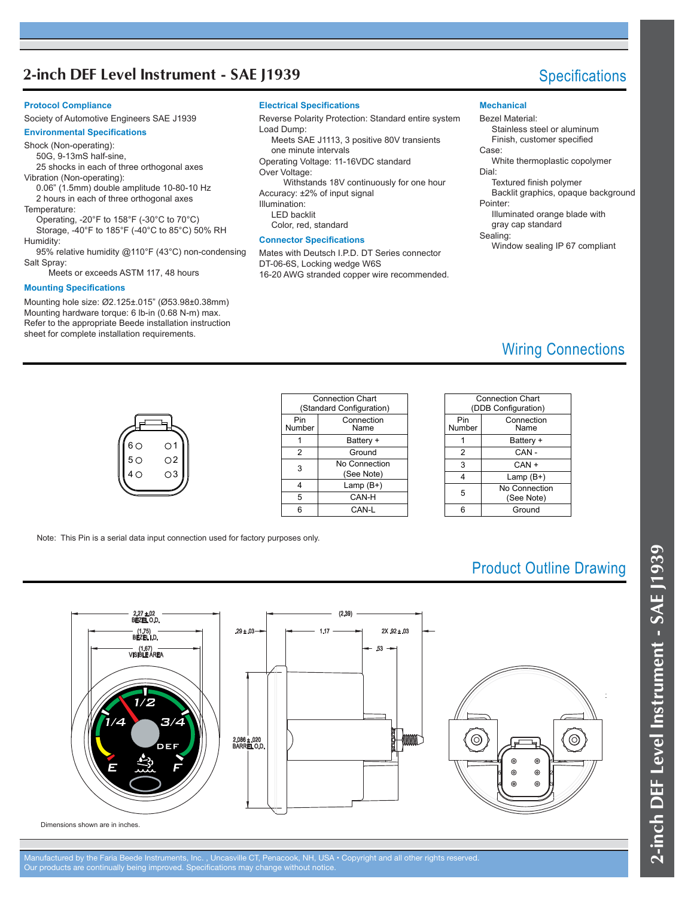# 2-inch DEF Level Instrument - SAE J1939

## Specifications

### Protocol Compliance

Society of Automotive Engineers SAE J1939

### Environmental Specifications

Shock (Non-operating):
 50G, 9-13mS half-sine,
 25 shocks in each of three orthogonal axes
Vibration (Non-operating):
 0.06" (1.5mm) double amplitude 10-80-10 Hz
 2 hours in each of three orthogonal axes
Temperature:
 Operating, -20°F to 158°F (-30°C to 70°C)
 Storage, -40°F to 185°F (-40°C to 85°C) 50% RH
Humidity:
 95% relative humidity @110°F (43°C) non-condensing
Salt Spray:
 Meets or exceeds ASTM 117, 48 hours

### Mounting Specifications

Mounting hole size: Ø2.125±.015" (Ø53.98±0.38mm)
Mounting hardware torque: 6 lb-in (0.68 N-m) max.
Refer to the appropriate Beede installation instruction sheet for complete installation requirements.

### Electrical Specifications

Reverse Polarity Protection: Standard entire system
Load Dump:
 Meets SAE J1113, 3 positive 80V transients one minute intervals
Operating Voltage: 11-16VDC standard
Over Voltage:
 Withstands 18V continuously for one hour
Accuracy: ±2% of input signal
Illumination:
 LED backlit
 Color, red, standard

### Connector Specifications

Mates with Deutsch I.P.D. DT Series connector DT-06-6S, Locking wedge W6S
16-20 AWG stranded copper wire recommended.

### Mechanical

Bezel Material:
 Stainless steel or aluminum
 Finish, customer specified
Case:
 White thermoplastic copolymer
Dial:
 Textured finish polymer
 Backlit graphics, opaque background
Pointer:
 Illuminated orange blade with gray cap standard
Sealing:
 Window sealing IP 67 compliant

## Wiring Connections

6 1
5 2
4 3

Connection Chart (Standard Configuration)

| Pin Number | Connection Name |
|---|---|
| 1 | Battery + |
| 2 | Ground |
| 3 | No Connection (See Note) |
| 4 | Lamp (B+) |
| 5 | CAN-H |
| 6 | CAN-L |

Connection Chart (DDB Configuration)

| Pin Number | Connection Name |
|---|---|
| 1 | Battery + |
| 2 | CAN - |
| 3 | CAN + |
| 4 | Lamp (B+) |
| 5 | No Connection (See Note) |
| 6 | Ground |

Note: This Pin is a serial data input connection used for factory purposes only.

## Product Outline Drawing

2.27 ±.02 BEZEL O.D.
(1.75) BEZEL I.D.
(1.67) VISIBLE AREA
1/4 1/2 3/4 E F DEF
(2.39)
.29 ± .03
1.17
2X .92 ± .03
.53
2.086 ± .020 BARREL O.D.

Dimensions shown are in inches.

Manufactured by the Faria Beede Instruments, Inc. , Uncasville CT, Penacook, NH, USA • Copyright and all other rights reserved.
Our products are continually being improved. Specifications may change without notice.